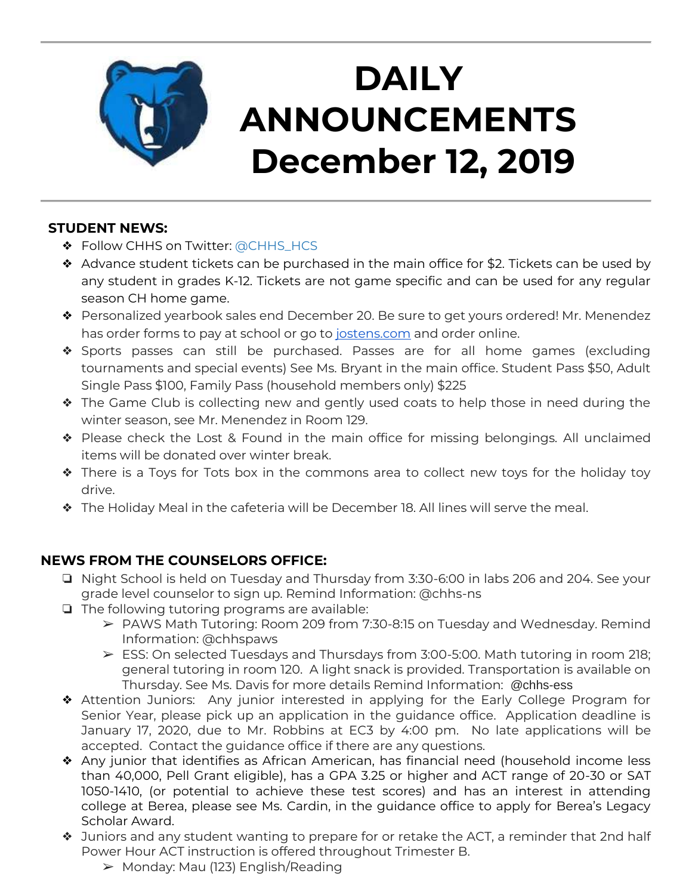// DAILY ANNOUNCEMENTS — December 12, 2019

# DAILY ANNOUNCEMENTS December 12, 2019

## STUDENT NEWS:

- Follow CHHS on Twitter: @CHHS_HCS
- Advance student tickets can be purchased in the main office for $2. Tickets can be used by any student in grades K-12. Tickets are not game specific and can be used for any regular season CH home game.
- Personalized yearbook sales end December 20. Be sure to get yours ordered! Mr. Menendez has order forms to pay at school or go to jostens.com and order online.
- Sports passes can still be purchased. Passes are for all home games (excluding tournaments and special events) See Ms. Bryant in the main office. Student Pass $50, Adult Single Pass $100, Family Pass (household members only) $225
- The Game Club is collecting new and gently used coats to help those in need during the winter season, see Mr. Menendez in Room 129.
- Please check the Lost & Found in the main office for missing belongings. All unclaimed items will be donated over winter break.
- There is a Toys for Tots box in the commons area to collect new toys for the holiday toy drive.
- The Holiday Meal in the cafeteria will be December 18. All lines will serve the meal.

## NEWS FROM THE COUNSELORS OFFICE:

- Night School is held on Tuesday and Thursday from 3:30-6:00 in labs 206 and 204. See your grade level counselor to sign up. Remind Information: @chhs-ns
- The following tutoring programs are available:
  - PAWS Math Tutoring: Room 209 from 7:30-8:15 on Tuesday and Wednesday. Remind Information: @chhspaws
  - ESS: On selected Tuesdays and Thursdays from 3:00-5:00. Math tutoring in room 218; general tutoring in room 120. A light snack is provided. Transportation is available on Thursday. See Ms. Davis for more details Remind Information: @chhs-ess
- Attention Juniors: Any junior interested in applying for the Early College Program for Senior Year, please pick up an application in the guidance office. Application deadline is January 17, 2020, due to Mr. Robbins at EC3 by 4:00 pm. No late applications will be accepted. Contact the guidance office if there are any questions.
- Any junior that identifies as African American, has financial need (household income less than 40,000, Pell Grant eligible), has a GPA 3.25 or higher and ACT range of 20-30 or SAT 1050-1410, (or potential to achieve these test scores) and has an interest in attending college at Berea, please see Ms. Cardin, in the guidance office to apply for Berea's Legacy Scholar Award.
- Juniors and any student wanting to prepare for or retake the ACT, a reminder that 2nd half Power Hour ACT instruction is offered throughout Trimester B.
  - Monday: Mau (123) English/Reading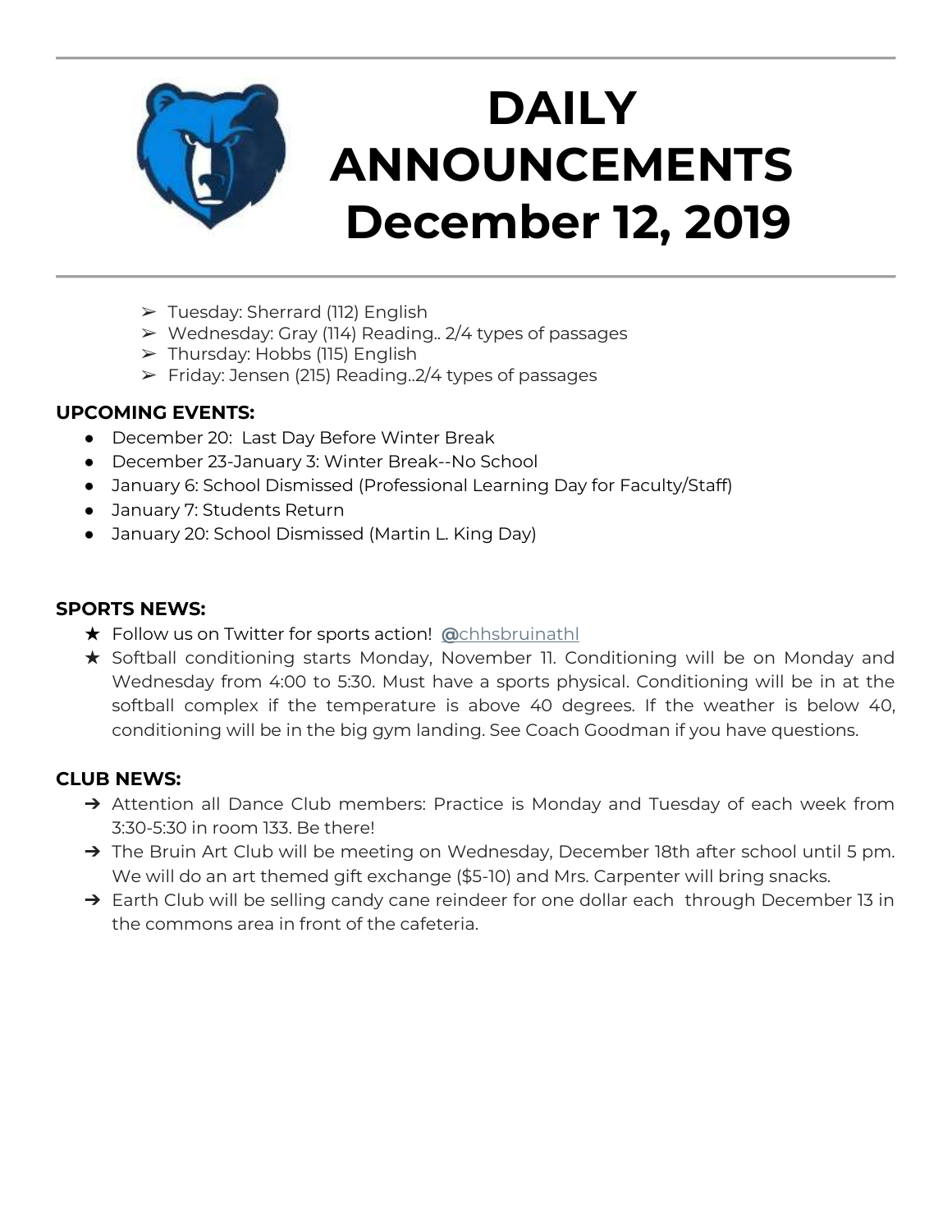# DAILY ANNOUNCEMENTS December 12, 2019

- Tuesday: Sherrard (112) English
- Wednesday: Gray (114) Reading.. 2/4 types of passages
- Thursday: Hobbs (115) English
- Friday: Jensen (215) Reading..2/4 types of passages

**UPCOMING EVENTS:**

- December 20: Last Day Before Winter Break
- December 23-January 3: Winter Break--No School
- January 6: School Dismissed (Professional Learning Day for Faculty/Staff)
- January 7: Students Return
- January 20: School Dismissed (Martin L. King Day)

**SPORTS NEWS:**

- Follow us on Twitter for sports action! @chhsbruinathl
- Softball conditioning starts Monday, November 11. Conditioning will be on Monday and Wednesday from 4:00 to 5:30. Must have a sports physical. Conditioning will be in at the softball complex if the temperature is above 40 degrees. If the weather is below 40, conditioning will be in the big gym landing. See Coach Goodman if you have questions.

**CLUB NEWS:**

- Attention all Dance Club members: Practice is Monday and Tuesday of each week from 3:30-5:30 in room 133. Be there!
- The Bruin Art Club will be meeting on Wednesday, December 18th after school until 5 pm. We will do an art themed gift exchange ($5-10) and Mrs. Carpenter will bring snacks.
- Earth Club will be selling candy cane reindeer for one dollar each through December 13 in the commons area in front of the cafeteria.